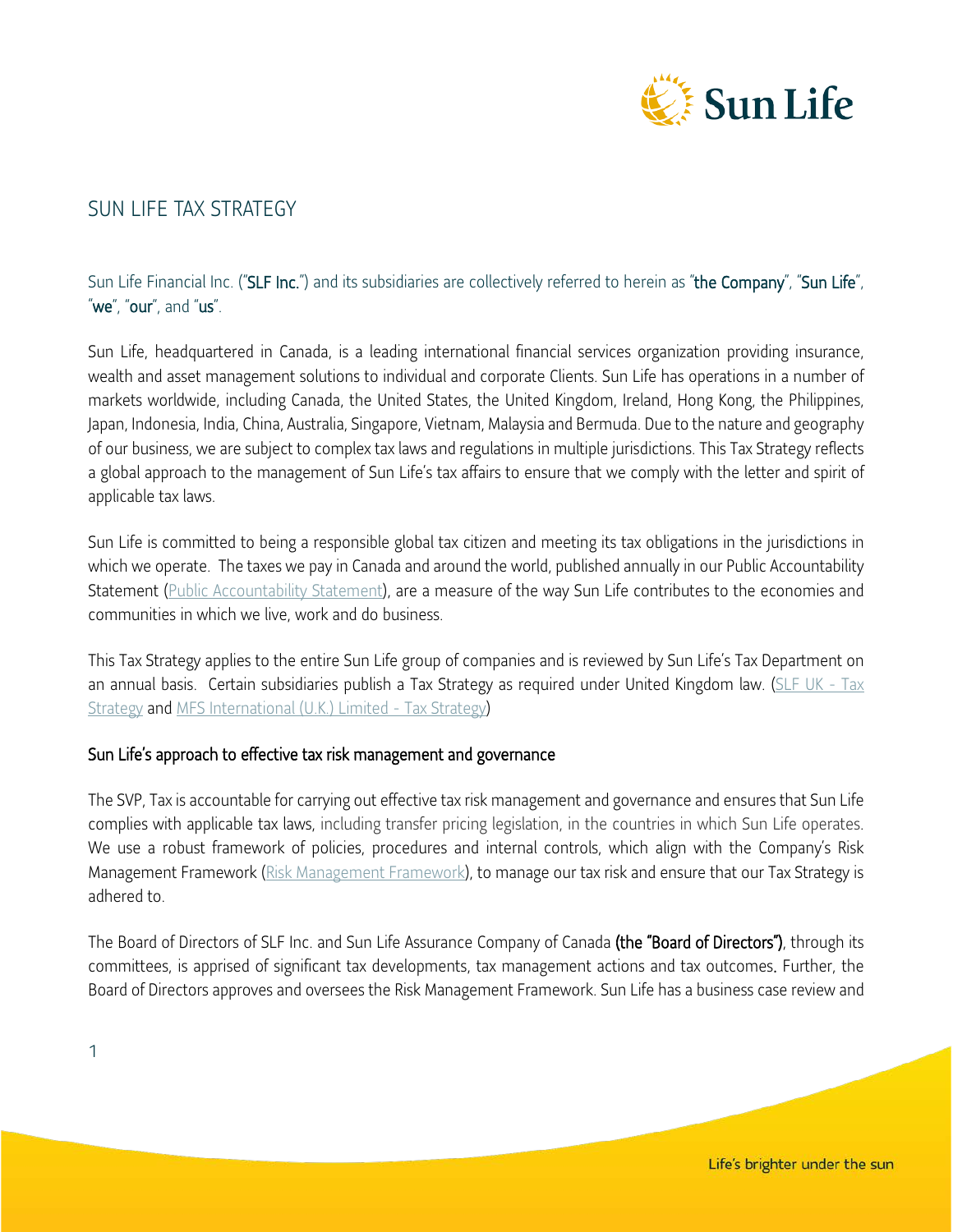# SUN LIFE TAX STRATEGY

Sun Life Financial Inc. ("**SLF Inc.**") and its subsidiaries are collectively referred to herein as "**the Company**", "**Sun Life**", "**we**", "**our**", and "**us**".

Sun Life, headquartered in Canada, is a leading international financial services organization providing insurance, wealth and asset management solutions to individual and corporate Clients. Sun Life has operations in a number of markets worldwide, including Canada, the United States, the United Kingdom, Ireland, Hong Kong, the Philippines, Japan, Indonesia, India, China, Australia, Singapore, Vietnam, Malaysia and Bermuda. Due to the nature and geography of our business, we are subject to complex tax laws and regulations in multiple jurisdictions. This Tax Strategy reflects a global approach to the management of Sun Life's tax affairs to ensure that we comply with the letter and spirit of applicable tax laws.

Sun Life is committed to being a responsible global tax citizen and meeting its tax obligations in the jurisdictions in which we operate. The taxes we pay in Canada and around the world, published annually in our Public Accountability Statement (Public Accountability Statement), are a measure of the way Sun Life contributes to the economies and communities in which we live, work and do business.

This Tax Strategy applies to the entire Sun Life group of companies and is reviewed by Sun Life's Tax Department on an annual basis. Certain subsidiaries publish a Tax Strategy as required under United Kingdom law. (SLF UK - Tax Strategy and MFS International (U.K.) Limited - Tax Strategy)

## Sun Life's approach to effective tax risk management and governance

The SVP, Tax is accountable for carrying out effective tax risk management and governance and ensures that Sun Life complies with applicable tax laws, including transfer pricing legislation, in the countries in which Sun Life operates. We use a robust framework of policies, procedures and internal controls, which align with the Company's Risk Management Framework (Risk Management Framework), to manage our tax risk and ensure that our Tax Strategy is adhered to.

The Board of Directors of SLF Inc. and Sun Life Assurance Company of Canada **(the "Board of Directors")**, through its committees, is apprised of significant tax developments, tax management actions and tax outcomes. Further, the Board of Directors approves and oversees the Risk Management Framework. Sun Life has a business case review and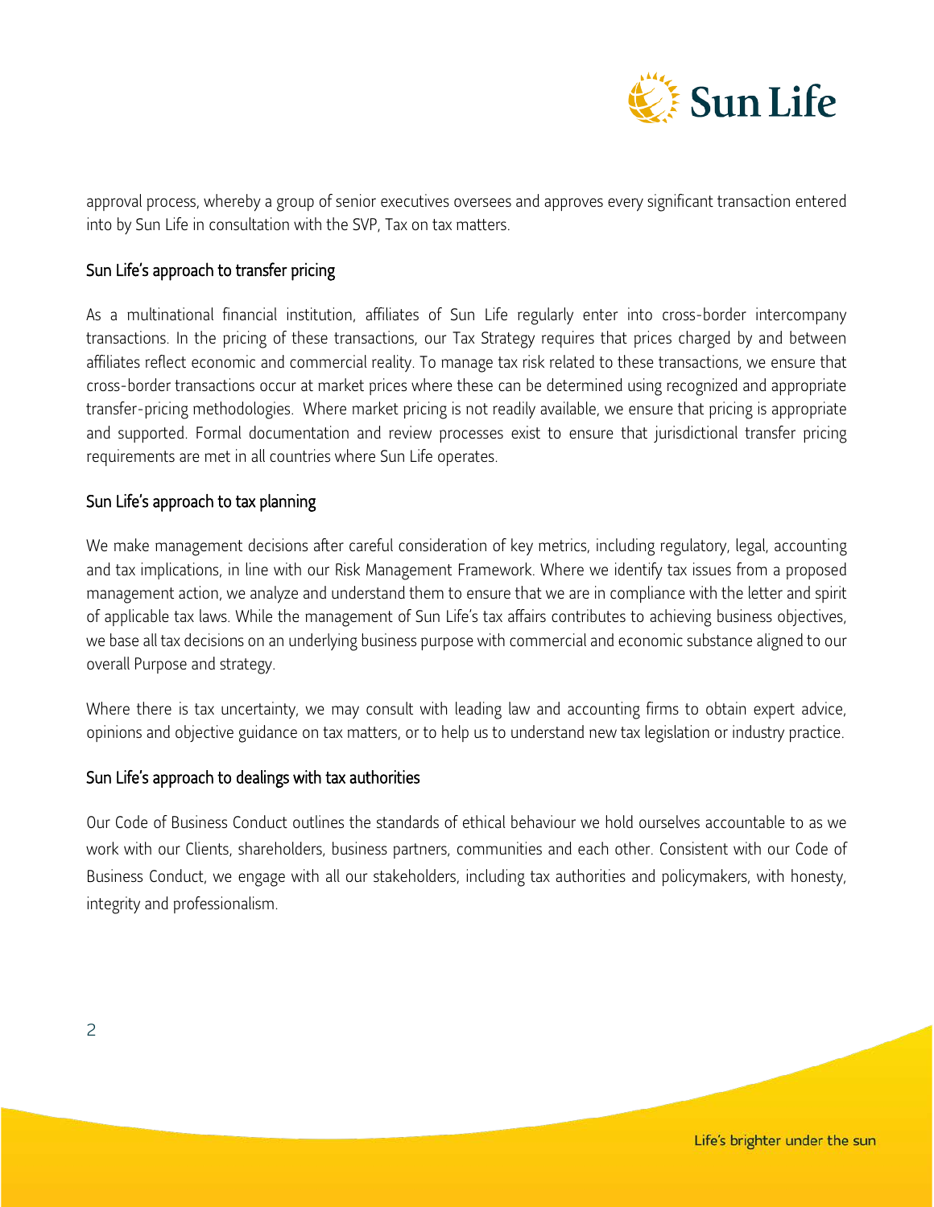approval process, whereby a group of senior executives oversees and approves every significant transaction entered into by Sun Life in consultation with the SVP, Tax on tax matters.

## Sun Life's approach to transfer pricing

As a multinational financial institution, affiliates of Sun Life regularly enter into cross-border intercompany transactions. In the pricing of these transactions, our Tax Strategy requires that prices charged by and between affiliates reflect economic and commercial reality. To manage tax risk related to these transactions, we ensure that cross-border transactions occur at market prices where these can be determined using recognized and appropriate transfer-pricing methodologies. Where market pricing is not readily available, we ensure that pricing is appropriate and supported. Formal documentation and review processes exist to ensure that jurisdictional transfer pricing requirements are met in all countries where Sun Life operates.

## Sun Life's approach to tax planning

We make management decisions after careful consideration of key metrics, including regulatory, legal, accounting and tax implications, in line with our Risk Management Framework. Where we identify tax issues from a proposed management action, we analyze and understand them to ensure that we are in compliance with the letter and spirit of applicable tax laws. While the management of Sun Life's tax affairs contributes to achieving business objectives, we base all tax decisions on an underlying business purpose with commercial and economic substance aligned to our overall Purpose and strategy.

Where there is tax uncertainty, we may consult with leading law and accounting firms to obtain expert advice, opinions and objective guidance on tax matters, or to help us to understand new tax legislation or industry practice.

## Sun Life's approach to dealings with tax authorities

Our Code of Business Conduct outlines the standards of ethical behaviour we hold ourselves accountable to as we work with our Clients, shareholders, business partners, communities and each other. Consistent with our Code of Business Conduct, we engage with all our stakeholders, including tax authorities and policymakers, with honesty, integrity and professionalism.